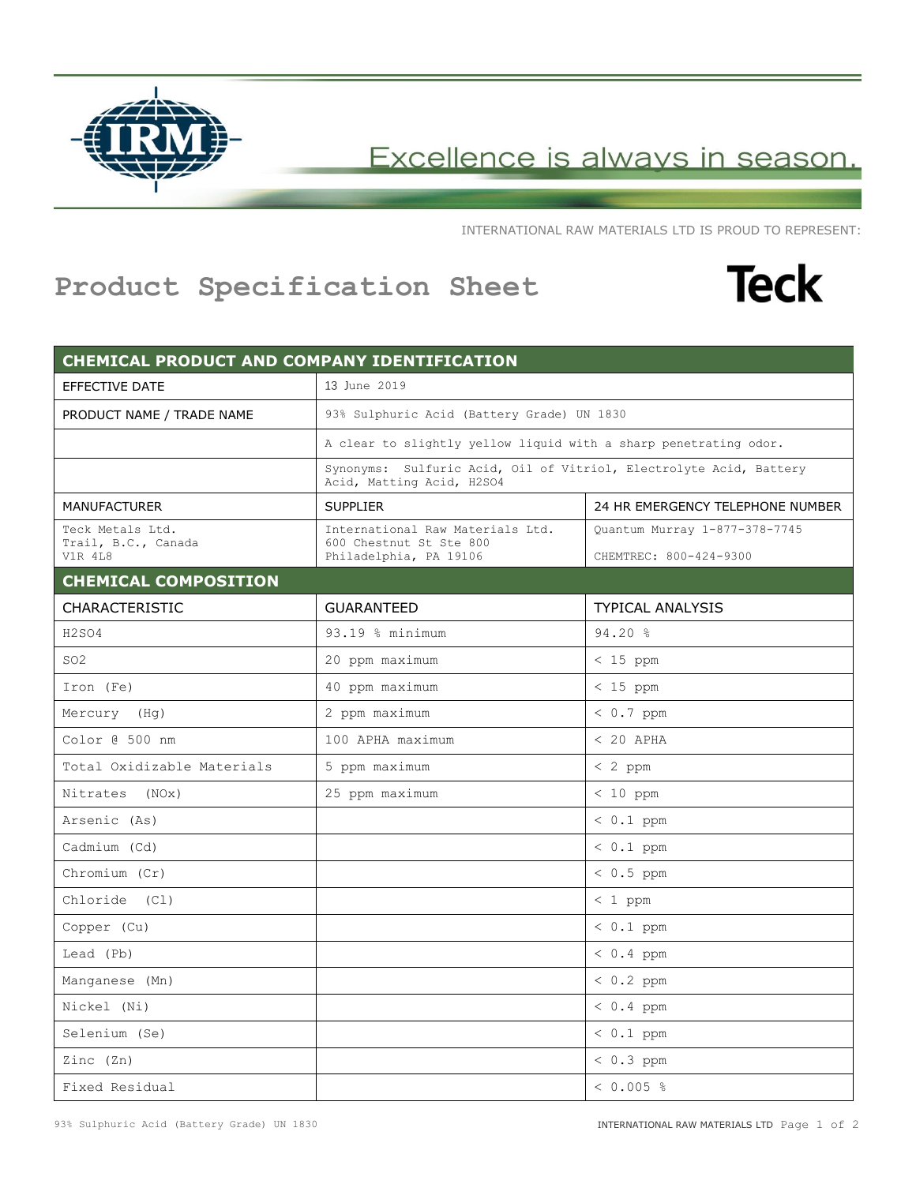Excellence is always in season.

INTERNATIONAL RAW MATERIALS LTD IS PROUD TO REPRESENT:

# Product Specification Sheet

Teck

## CHEMICAL PRODUCT AND COMPANY IDENTIFICATION

| | | |
|---|---|---|
| EFFECTIVE DATE | 13 June 2019 | |
| PRODUCT NAME / TRADE NAME | 93% Sulphuric Acid (Battery Grade) UN 1830 | |
| | A clear to slightly yellow liquid with a sharp penetrating odor. | |
| | Synonyms: Sulfuric Acid, Oil of Vitriol, Electrolyte Acid, Battery Acid, Matting Acid, H2SO4 | |
| MANUFACTURER | SUPPLIER | 24 HR EMERGENCY TELEPHONE NUMBER |
| Teck Metals Ltd.<br>Trail, B.C., Canada<br>V1R 4L8 | International Raw Materials Ltd.<br>600 Chestnut St Ste 800<br>Philadelphia, PA 19106 | Quantum Murray 1-877-378-7745<br><br>CHEMTREC: 800-424-9300 |

## CHEMICAL COMPOSITION

| CHARACTERISTIC | GUARANTEED | TYPICAL ANALYSIS |
|---|---|---|
| $H_2SO_4$ | 93.19 % minimum | 94.20 % |
| $SO_2$ | 20 ppm maximum | < 15 ppm |
| Iron (Fe) | 40 ppm maximum | < 15 ppm |
| Mercury (Hg) | 2 ppm maximum | < 0.7 ppm |
| Color @ 500 nm | 100 APHA maximum | < 20 APHA |
| Total Oxidizable Materials | 5 ppm maximum | < 2 ppm |
| Nitrates (NOx) | 25 ppm maximum | < 10 ppm |
| Arsenic (As) | | < 0.1 ppm |
| Cadmium (Cd) | | < 0.1 ppm |
| Chromium (Cr) | | < 0.5 ppm |
| Chloride (Cl) | | < 1 ppm |
| Copper (Cu) | | < 0.1 ppm |
| Lead (Pb) | | < 0.4 ppm |
| Manganese (Mn) | | < 0.2 ppm |
| Nickel (Ni) | | < 0.4 ppm |
| Selenium (Se) | | < 0.1 ppm |
| Zinc (Zn) | | < 0.3 ppm |
| Fixed Residual | | < 0.005 % |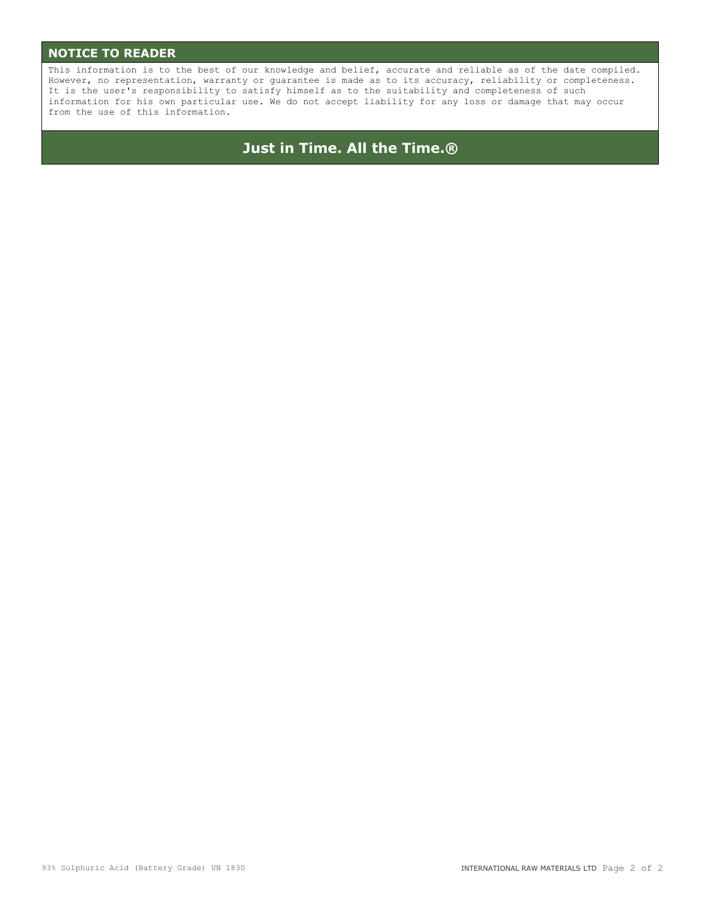## NOTICE TO READER

This information is to the best of our knowledge and belief, accurate and reliable as of the date compiled. However, no representation, warranty or guarantee is made as to its accuracy, reliability or completeness. It is the user's responsibility to satisfy himself as to the suitability and completeness of such information for his own particular use. We do not accept liability for any loss or damage that may occur from the use of this information.

**Just in Time. All the Time.®**